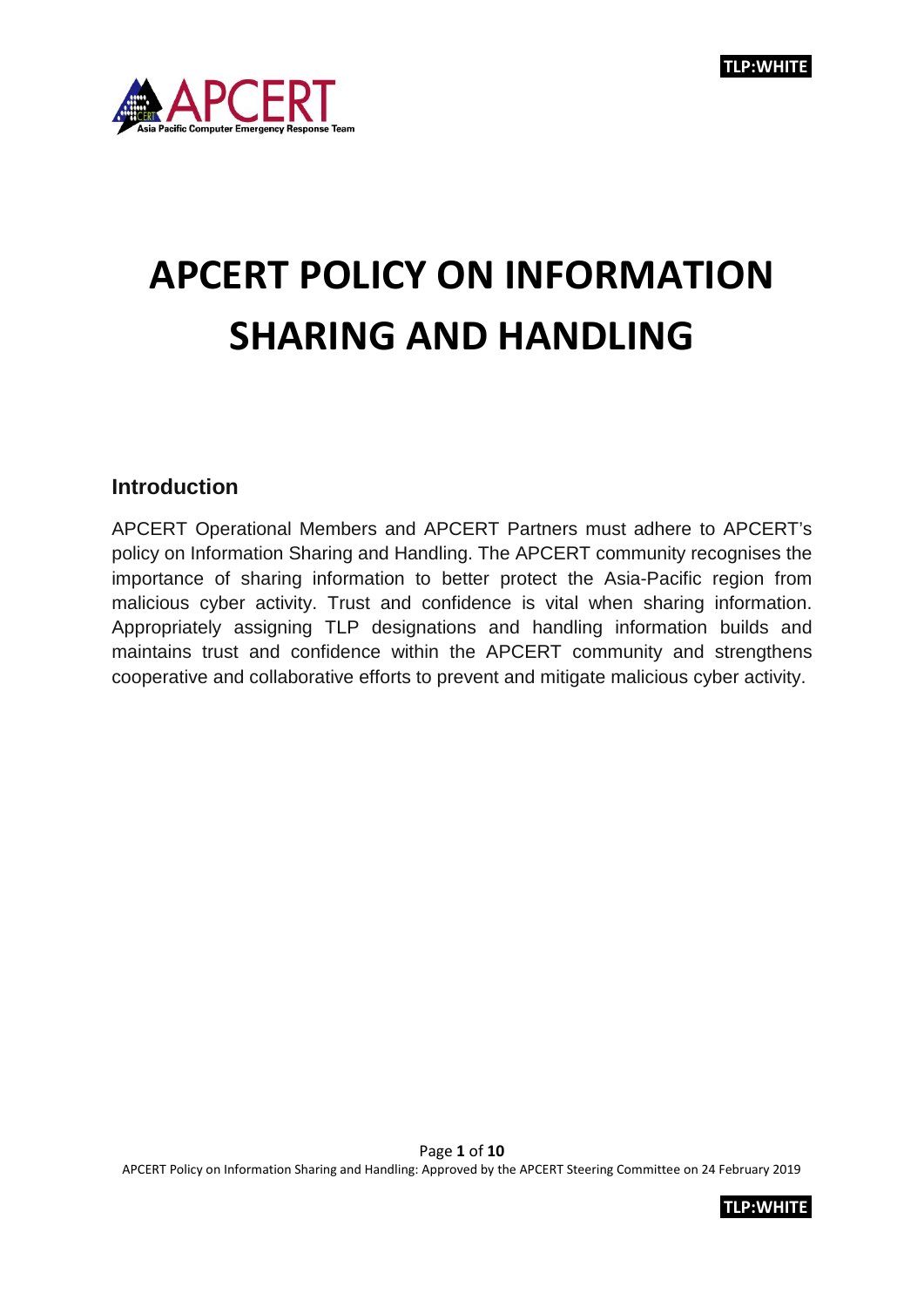# APCERT POLICY ON INFORMATION SHARING AND HANDLING

## Introduction

APCERT Operational Members and APCERT Partners must adhere to APCERT's policy on Information Sharing and Handling. The APCERT community recognises the importance of sharing information to better protect the Asia-Pacific region from malicious cyber activity. Trust and confidence is vital when sharing information. Appropriately assigning TLP designations and handling information builds and maintains trust and confidence within the APCERT community and strengthens cooperative and collaborative efforts to prevent and mitigate malicious cyber activity.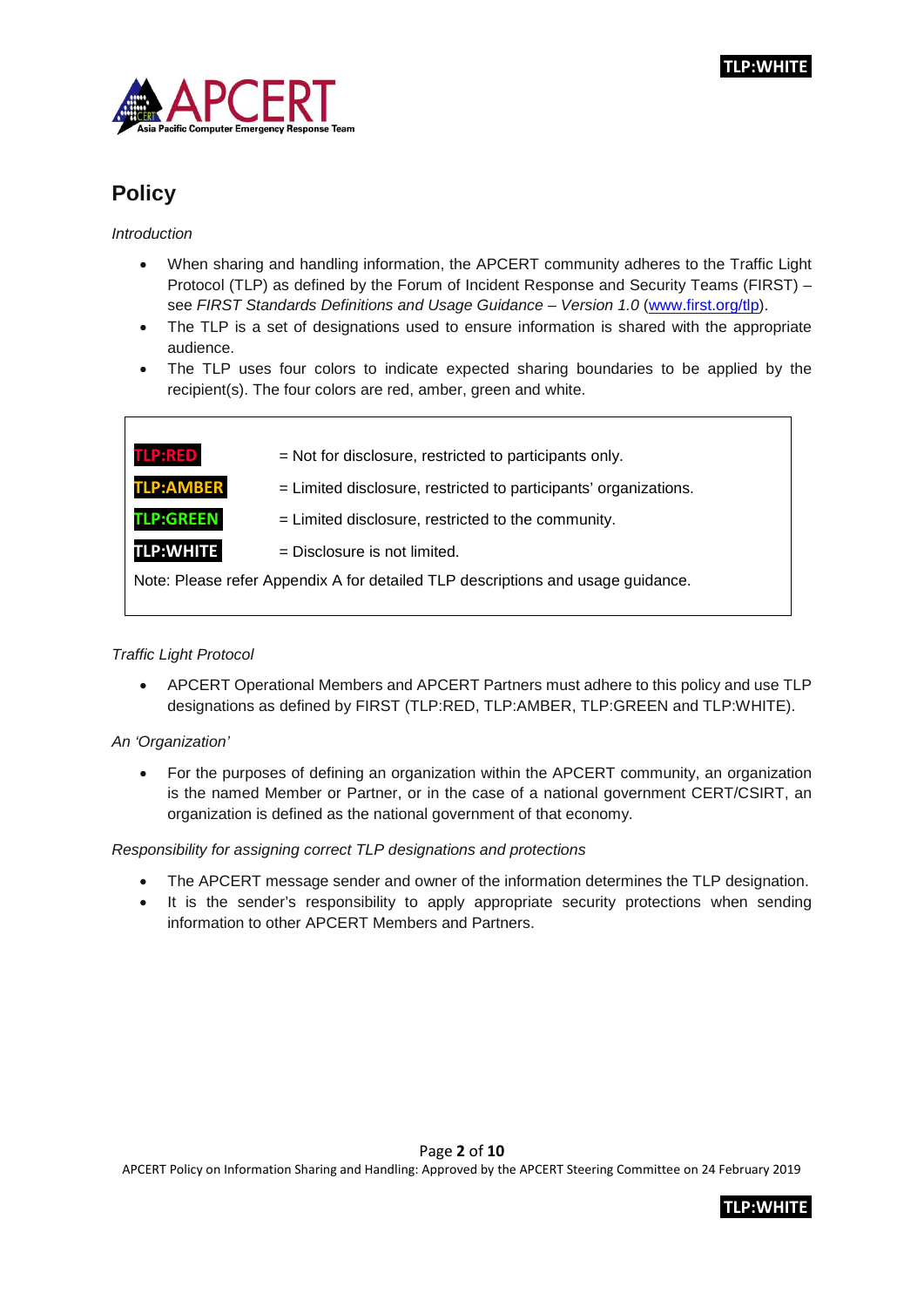# Policy

*Introduction*

- When sharing and handling information, the APCERT community adheres to the Traffic Light Protocol (TLP) as defined by the Forum of Incident Response and Security Teams (FIRST) – see *FIRST Standards Definitions and Usage Guidance – Version 1.0* (www.first.org/tlp).
- The TLP is a set of designations used to ensure information is shared with the appropriate audience.
- The TLP uses four colors to indicate expected sharing boundaries to be applied by the recipient(s). The four colors are red, amber, green and white.

| | |
|---|---|
| **TLP:RED** | = Not for disclosure, restricted to participants only. |
| **TLP:AMBER** | = Limited disclosure, restricted to participants' organizations. |
| **TLP:GREEN** | = Limited disclosure, restricted to the community. |
| **TLP:WHITE** | = Disclosure is not limited. |

Note: Please refer Appendix A for detailed TLP descriptions and usage guidance.

*Traffic Light Protocol*

- APCERT Operational Members and APCERT Partners must adhere to this policy and use TLP designations as defined by FIRST (TLP:RED, TLP:AMBER, TLP:GREEN and TLP:WHITE).

*An 'Organization'*

- For the purposes of defining an organization within the APCERT community, an organization is the named Member or Partner, or in the case of a national government CERT/CSIRT, an organization is defined as the national government of that economy.

*Responsibility for assigning correct TLP designations and protections*

- The APCERT message sender and owner of the information determines the TLP designation.
- It is the sender's responsibility to apply appropriate security protections when sending information to other APCERT Members and Partners.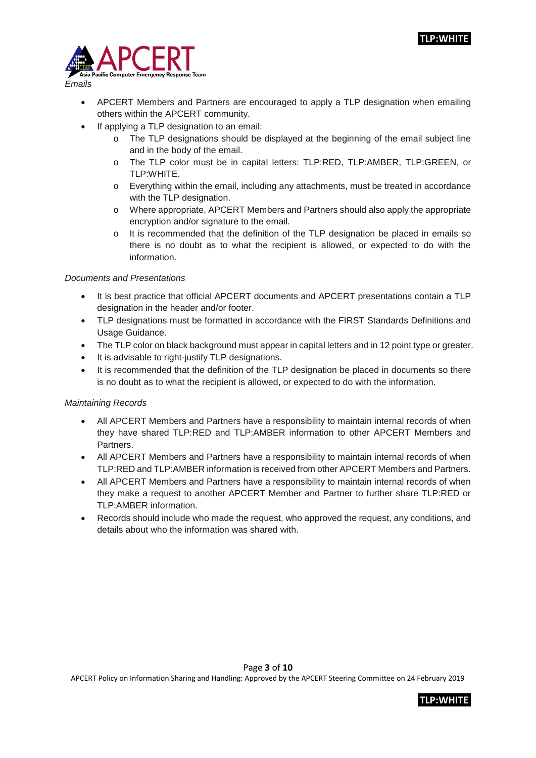*Emails*

- APCERT Members and Partners are encouraged to apply a TLP designation when emailing others within the APCERT community.
- If applying a TLP designation to an email:
  - The TLP designations should be displayed at the beginning of the email subject line and in the body of the email.
  - The TLP color must be in capital letters: TLP:RED, TLP:AMBER, TLP:GREEN, or TLP:WHITE.
  - Everything within the email, including any attachments, must be treated in accordance with the TLP designation.
  - Where appropriate, APCERT Members and Partners should also apply the appropriate encryption and/or signature to the email.
  - It is recommended that the definition of the TLP designation be placed in emails so there is no doubt as to what the recipient is allowed, or expected to do with the information.

*Documents and Presentations*

- It is best practice that official APCERT documents and APCERT presentations contain a TLP designation in the header and/or footer.
- TLP designations must be formatted in accordance with the FIRST Standards Definitions and Usage Guidance.
- The TLP color on black background must appear in capital letters and in 12 point type or greater.
- It is advisable to right-justify TLP designations.
- It is recommended that the definition of the TLP designation be placed in documents so there is no doubt as to what the recipient is allowed, or expected to do with the information.

*Maintaining Records*

- All APCERT Members and Partners have a responsibility to maintain internal records of when they have shared TLP:RED and TLP:AMBER information to other APCERT Members and Partners.
- All APCERT Members and Partners have a responsibility to maintain internal records of when TLP:RED and TLP:AMBER information is received from other APCERT Members and Partners.
- All APCERT Members and Partners have a responsibility to maintain internal records of when they make a request to another APCERT Member and Partner to further share TLP:RED or TLP:AMBER information.
- Records should include who made the request, who approved the request, any conditions, and details about who the information was shared with.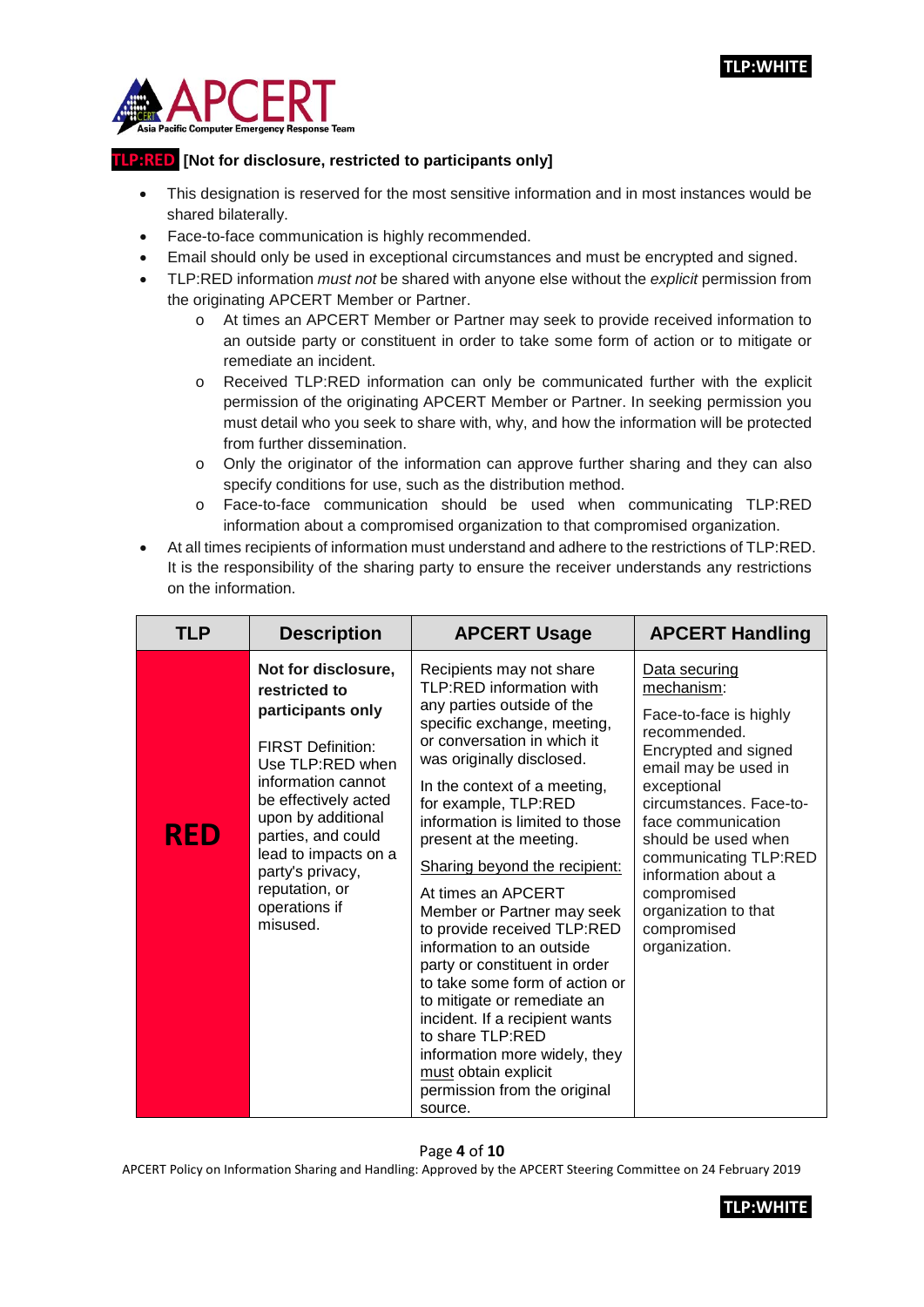**TLP:RED [Not for disclosure, restricted to participants only]**

- This designation is reserved for the most sensitive information and in most instances would be shared bilaterally.
- Face-to-face communication is highly recommended.
- Email should only be used in exceptional circumstances and must be encrypted and signed.
- TLP:RED information *must not* be shared with anyone else without the *explicit* permission from the originating APCERT Member or Partner.
  - At times an APCERT Member or Partner may seek to provide received information to an outside party or constituent in order to take some form of action or to mitigate or remediate an incident.
  - Received TLP:RED information can only be communicated further with the explicit permission of the originating APCERT Member or Partner. In seeking permission you must detail who you seek to share with, why, and how the information will be protected from further dissemination.
  - Only the originator of the information can approve further sharing and they can also specify conditions for use, such as the distribution method.
  - Face-to-face communication should be used when communicating TLP:RED information about a compromised organization to that compromised organization.
- At all times recipients of information must understand and adhere to the restrictions of TLP:RED. It is the responsibility of the sharing party to ensure the receiver understands any restrictions on the information.

| TLP | Description | APCERT Usage | APCERT Handling |
|---|---|---|---|
| **RED** | **Not for disclosure, restricted to participants only**<br><br>FIRST Definition: Use TLP:RED when information cannot be effectively acted upon by additional parties, and could lead to impacts on a party's privacy, reputation, or operations if misused. | Recipients may not share TLP:RED information with any parties outside of the specific exchange, meeting, or conversation in which it was originally disclosed.<br><br>In the context of a meeting, for example, TLP:RED information is limited to those present at the meeting.<br><br><u>Sharing beyond the recipient:</u><br><br>At times an APCERT Member or Partner may seek to provide received TLP:RED information to an outside party or constituent in order to take some form of action or to mitigate or remediate an incident. If a recipient wants to share TLP:RED information more widely, they <u>must</u> obtain explicit permission from the original source. | <u>Data securing mechanism</u>:<br><br>Face-to-face is highly recommended. Encrypted and signed email may be used in exceptional circumstances. Face-to-face communication should be used when communicating TLP:RED information about a compromised organization to that compromised organization. |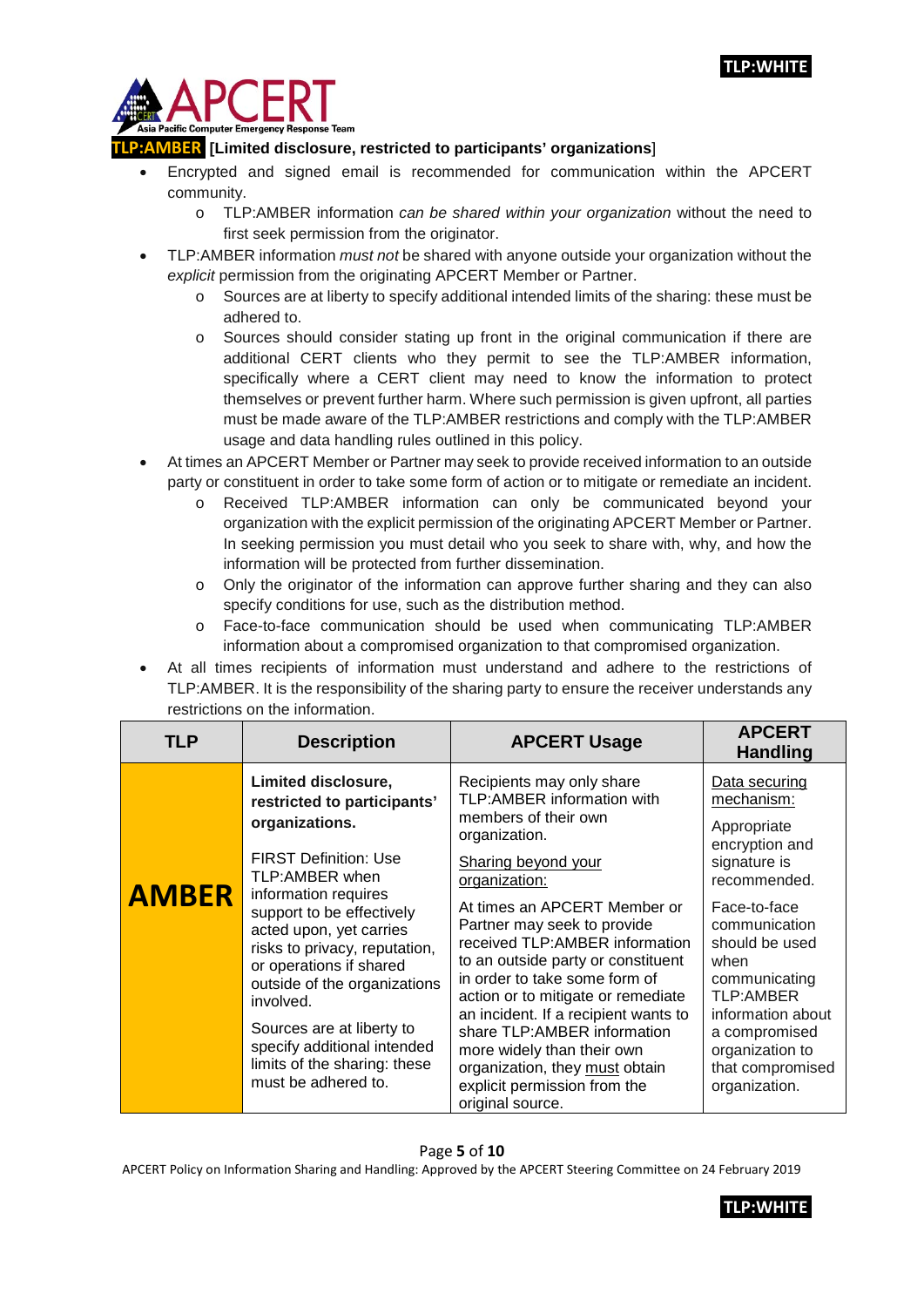**TLP:AMBER [Limited disclosure, restricted to participants' organizations]**

- Encrypted and signed email is recommended for communication within the APCERT community.
    - TLP:AMBER information *can be shared within your organization* without the need to first seek permission from the originator.
- TLP:AMBER information *must not* be shared with anyone outside your organization without the *explicit* permission from the originating APCERT Member or Partner.
    - Sources are at liberty to specify additional intended limits of the sharing: these must be adhered to.
    - Sources should consider stating up front in the original communication if there are additional CERT clients who they permit to see the TLP:AMBER information, specifically where a CERT client may need to know the information to protect themselves or prevent further harm. Where such permission is given upfront, all parties must be made aware of the TLP:AMBER restrictions and comply with the TLP:AMBER usage and data handling rules outlined in this policy.
- At times an APCERT Member or Partner may seek to provide received information to an outside party or constituent in order to take some form of action or to mitigate or remediate an incident.
    - Received TLP:AMBER information can only be communicated beyond your organization with the explicit permission of the originating APCERT Member or Partner. In seeking permission you must detail who you seek to share with, why, and how the information will be protected from further dissemination.
    - Only the originator of the information can approve further sharing and they can also specify conditions for use, such as the distribution method.
    - Face-to-face communication should be used when communicating TLP:AMBER information about a compromised organization to that compromised organization.
- At all times recipients of information must understand and adhere to the restrictions of TLP:AMBER. It is the responsibility of the sharing party to ensure the receiver understands any restrictions on the information.

| TLP | Description | APCERT Usage | APCERT Handling |
|---|---|---|---|
| **AMBER** | **Limited disclosure, restricted to participants' organizations.**<br><br>FIRST Definition: Use TLP:AMBER when information requires support to be effectively acted upon, yet carries risks to privacy, reputation, or operations if shared outside of the organizations involved.<br><br>Sources are at liberty to specify additional intended limits of the sharing: these must be adhered to. | Recipients may only share TLP:AMBER information with members of their own organization.<br><br>Sharing beyond your organization:<br><br>At times an APCERT Member or Partner may seek to provide received TLP:AMBER information to an outside party or constituent in order to take some form of action or to mitigate or remediate an incident. If a recipient wants to share TLP:AMBER information more widely than their own organization, they must obtain explicit permission from the original source. | Data securing mechanism:<br><br>Appropriate encryption and signature is recommended.<br><br>Face-to-face communication should be used when communicating TLP:AMBER information about a compromised organization to that compromised organization. |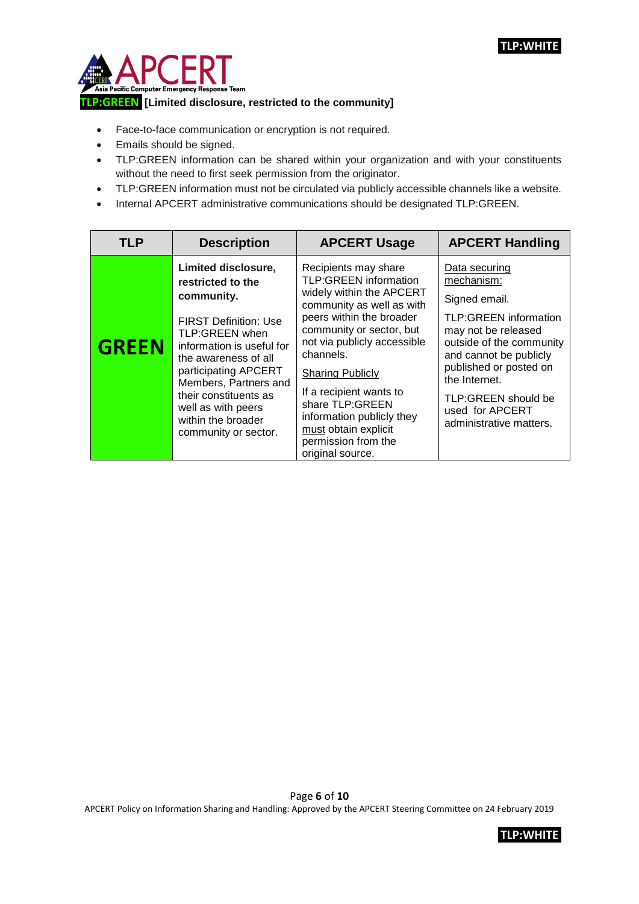**TLP:GREEN [Limited disclosure, restricted to the community]**

- Face-to-face communication or encryption is not required.
- Emails should be signed.
- TLP:GREEN information can be shared within your organization and with your constituents without the need to first seek permission from the originator.
- TLP:GREEN information must not be circulated via publicly accessible channels like a website.
- Internal APCERT administrative communications should be designated TLP:GREEN.

| TLP | Description | APCERT Usage | APCERT Handling |
|---|---|---|---|
| **GREEN** | **Limited disclosure, restricted to the community.**<br><br>FIRST Definition: Use TLP:GREEN when information is useful for the awareness of all participating APCERT Members, Partners and their constituents as well as with peers within the broader community or sector. | Recipients may share TLP:GREEN information widely within the APCERT community as well as with peers within the broader community or sector, but not via publicly accessible channels.<br><br>Sharing Publicly<br><br>If a recipient wants to share TLP:GREEN information publicly they must obtain explicit permission from the original source. | Data securing mechanism:<br><br>Signed email.<br><br>TLP:GREEN information may not be released outside of the community and cannot be publicly published or posted on the Internet.<br><br>TLP:GREEN should be used for APCERT administrative matters. |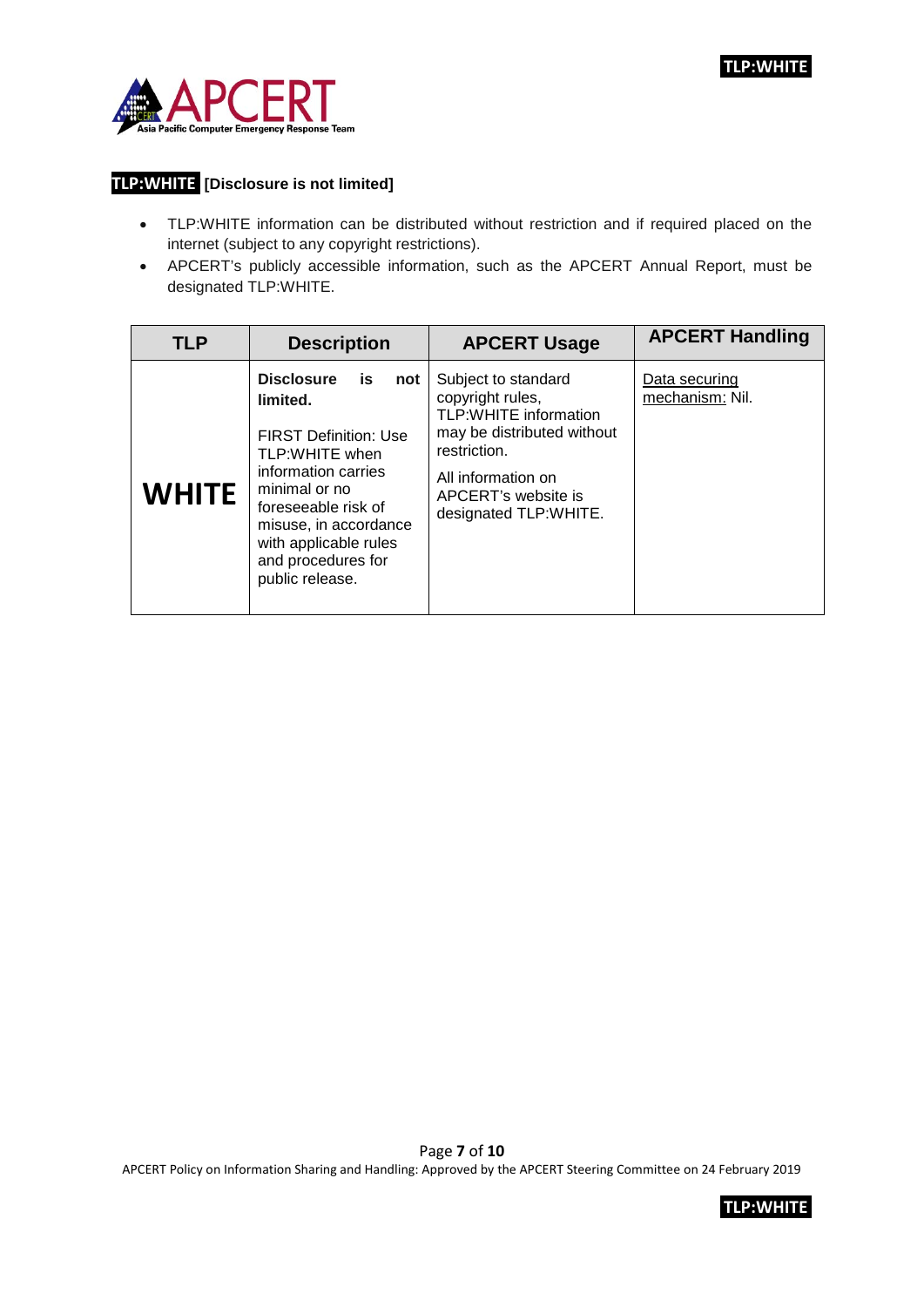**TLP:WHITE [Disclosure is not limited]**

- TLP:WHITE information can be distributed without restriction and if required placed on the internet (subject to any copyright restrictions).
- APCERT's publicly accessible information, such as the APCERT Annual Report, must be designated TLP:WHITE.

| TLP | Description | APCERT Usage | APCERT Handling |
|---|---|---|---|
| **WHITE** | **Disclosure is not limited.**<br><br>FIRST Definition: Use TLP:WHITE when information carries minimal or no foreseeable risk of misuse, in accordance with applicable rules and procedures for public release. | Subject to standard copyright rules, TLP:WHITE information may be distributed without restriction.<br><br>All information on APCERT's website is designated TLP:WHITE. | Data securing mechanism: Nil. |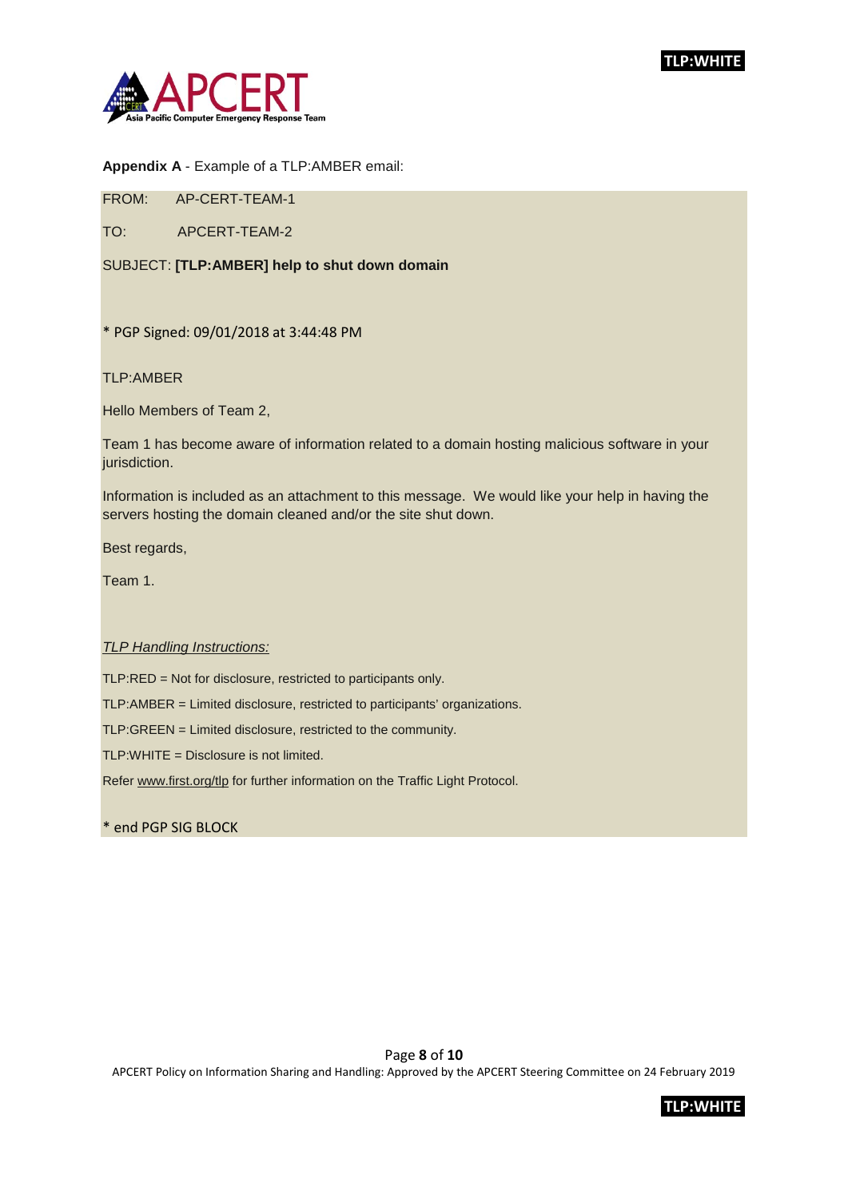**Appendix A** - Example of a TLP:AMBER email:

FROM: AP-CERT-TEAM-1

TO: APCERT-TEAM-2

SUBJECT: **[TLP:AMBER] help to shut down domain**

* PGP Signed: 09/01/2018 at 3:44:48 PM

TLP:AMBER

Hello Members of Team 2,

Team 1 has become aware of information related to a domain hosting malicious software in your jurisdiction.

Information is included as an attachment to this message. We would like your help in having the servers hosting the domain cleaned and/or the site shut down.

Best regards,

Team 1.

*TLP Handling Instructions:*

TLP:RED = Not for disclosure, restricted to participants only.

TLP:AMBER = Limited disclosure, restricted to participants' organizations.

TLP:GREEN = Limited disclosure, restricted to the community.

TLP:WHITE = Disclosure is not limited.

Refer www.first.org/tlp for further information on the Traffic Light Protocol.

* end PGP SIG BLOCK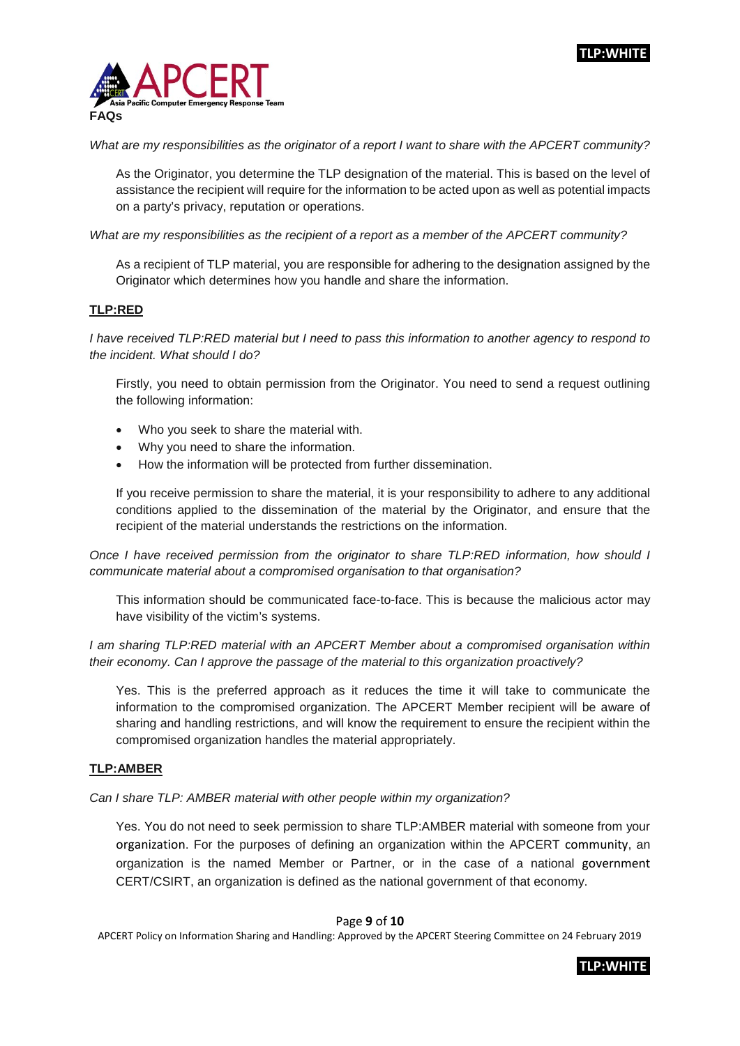## FAQs

*What are my responsibilities as the originator of a report I want to share with the APCERT community?*

As the Originator, you determine the TLP designation of the material. This is based on the level of assistance the recipient will require for the information to be acted upon as well as potential impacts on a party's privacy, reputation or operations.

*What are my responsibilities as the recipient of a report as a member of the APCERT community?*

As a recipient of TLP material, you are responsible for adhering to the designation assigned by the Originator which determines how you handle and share the information.

### TLP:RED

*I have received TLP:RED material but I need to pass this information to another agency to respond to the incident. What should I do?*

Firstly, you need to obtain permission from the Originator. You need to send a request outlining the following information:

- Who you seek to share the material with.
- Why you need to share the information.
- How the information will be protected from further dissemination.

If you receive permission to share the material, it is your responsibility to adhere to any additional conditions applied to the dissemination of the material by the Originator, and ensure that the recipient of the material understands the restrictions on the information.

*Once I have received permission from the originator to share TLP:RED information, how should I communicate material about a compromised organisation to that organisation?*

This information should be communicated face-to-face. This is because the malicious actor may have visibility of the victim's systems.

*I am sharing TLP:RED material with an APCERT Member about a compromised organisation within their economy. Can I approve the passage of the material to this organization proactively?*

Yes. This is the preferred approach as it reduces the time it will take to communicate the information to the compromised organization. The APCERT Member recipient will be aware of sharing and handling restrictions, and will know the requirement to ensure the recipient within the compromised organization handles the material appropriately.

### TLP:AMBER

*Can I share TLP: AMBER material with other people within my organization?*

Yes. You do not need to seek permission to share TLP:AMBER material with someone from your organization. For the purposes of defining an organization within the APCERT community, an organization is the named Member or Partner, or in the case of a national government CERT/CSIRT, an organization is defined as the national government of that economy.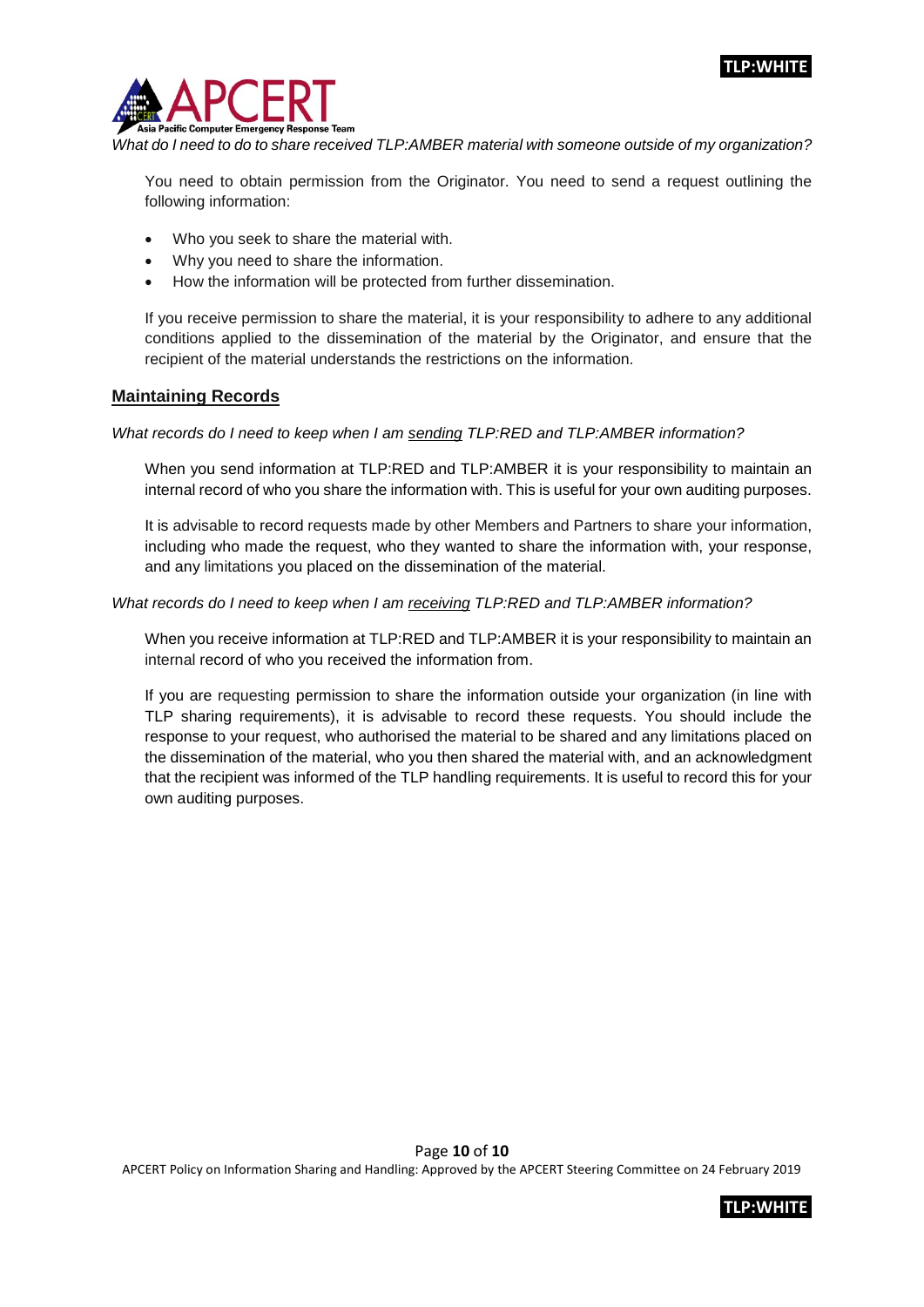*What do I need to do to share received TLP:AMBER material with someone outside of my organization?*

You need to obtain permission from the Originator. You need to send a request outlining the following information:

- Who you seek to share the material with.
- Why you need to share the information.
- How the information will be protected from further dissemination.

If you receive permission to share the material, it is your responsibility to adhere to any additional conditions applied to the dissemination of the material by the Originator, and ensure that the recipient of the material understands the restrictions on the information.

## Maintaining Records

*What records do I need to keep when I am sending TLP:RED and TLP:AMBER information?*

When you send information at TLP:RED and TLP:AMBER it is your responsibility to maintain an internal record of who you share the information with. This is useful for your own auditing purposes.

It is advisable to record requests made by other Members and Partners to share your information, including who made the request, who they wanted to share the information with, your response, and any limitations you placed on the dissemination of the material.

*What records do I need to keep when I am receiving TLP:RED and TLP:AMBER information?*

When you receive information at TLP:RED and TLP:AMBER it is your responsibility to maintain an internal record of who you received the information from.

If you are requesting permission to share the information outside your organization (in line with TLP sharing requirements), it is advisable to record these requests. You should include the response to your request, who authorised the material to be shared and any limitations placed on the dissemination of the material, who you then shared the material with, and an acknowledgment that the recipient was informed of the TLP handling requirements. It is useful to record this for your own auditing purposes.